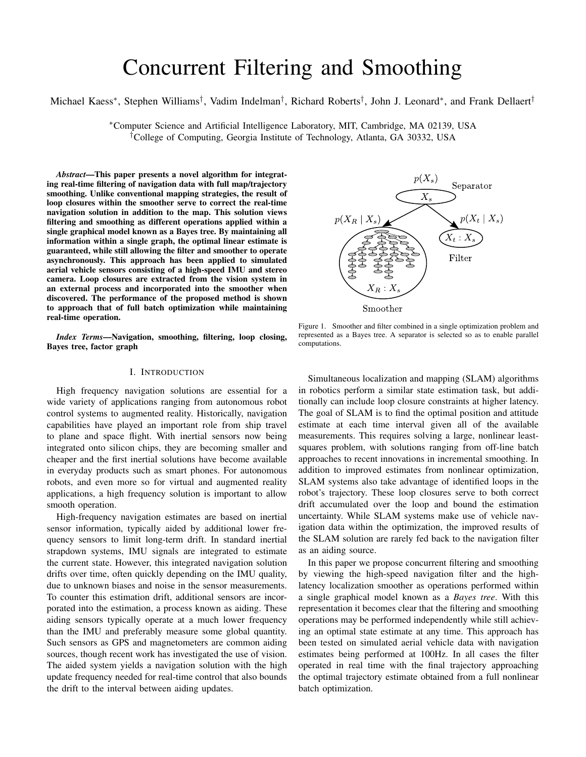# Concurrent Filtering and Smoothing

Michael Kaess*, Stephen Williams†, Vadim Indelman†, Richard Roberts†, John J. Leonard*, and Frank Dellaert†

*Computer Science and Artificial Intelligence Laboratory, MIT, Cambridge, MA 02139, USA
†College of Computing, Georgia Institute of Technology, Atlanta, GA 30332, USA

***Abstract*—This paper presents a novel algorithm for integrating real-time filtering of navigation data with full map/trajectory smoothing. Unlike conventional mapping strategies, the result of loop closures within the smoother serve to correct the real-time navigation solution in addition to the map. This solution views filtering and smoothing as different operations applied within a single graphical model known as a Bayes tree. By maintaining all information within a single graph, the optimal linear estimate is guaranteed, while still allowing the filter and smoother to operate asynchronously. This approach has been applied to simulated aerial vehicle sensors consisting of a high-speed IMU and stereo camera. Loop closures are extracted from the vision system in an external process and incorporated into the smoother when discovered. The performance of the proposed method is shown to approach that of full batch optimization while maintaining real-time operation.**

***Index Terms*—Navigation, smoothing, filtering, loop closing, Bayes tree, factor graph**

## I. Introduction

High frequency navigation solutions are essential for a wide variety of applications ranging from autonomous robot control systems to augmented reality. Historically, navigation capabilities have played an important role from ship travel to plane and space flight. With inertial sensors now being integrated onto silicon chips, they are becoming smaller and cheaper and the first inertial solutions have become available in everyday products such as smart phones. For autonomous robots, and even more so for virtual and augmented reality applications, a high frequency solution is important to allow smooth operation.

High-frequency navigation estimates are based on inertial sensor information, typically aided by additional lower frequency sensors to limit long-term drift. In standard inertial strapdown systems, IMU signals are integrated to estimate the current state. However, this integrated navigation solution drifts over time, often quickly depending on the IMU quality, due to unknown biases and noise in the sensor measurements. To counter this estimation drift, additional sensors are incorporated into the estimation, a process known as aiding. These aiding sensors typically operate at a much lower frequency than the IMU and preferably measure some global quantity. Such sensors as GPS and magnetometers are common aiding sources, though recent work has investigated the use of vision. The aided system yields a navigation solution with the high update frequency needed for real-time control that also bounds the drift to the interval between aiding updates.

Figure 1. Smoother and filter combined in a single optimization problem and represented as a Bayes tree. A separator is selected so as to enable parallel computations.

Simultaneous localization and mapping (SLAM) algorithms in robotics perform a similar state estimation task, but additionally can include loop closure constraints at higher latency. The goal of SLAM is to find the optimal position and attitude estimate at each time interval given all of the available measurements. This requires solving a large, nonlinear least-squares problem, with solutions ranging from off-line batch approaches to recent innovations in incremental smoothing. In addition to improved estimates from nonlinear optimization, SLAM systems also take advantage of identified loops in the robot's trajectory. These loop closures serve to both correct drift accumulated over the loop and bound the estimation uncertainty. While SLAM systems make use of vehicle navigation data within the optimization, the improved results of the SLAM solution are rarely fed back to the navigation filter as an aiding source.

In this paper we propose concurrent filtering and smoothing by viewing the high-speed navigation filter and the high-latency localization smoother as operations performed within a single graphical model known as a *Bayes tree*. With this representation it becomes clear that the filtering and smoothing operations may be performed independently while still achieving an optimal state estimate at any time. This approach has been tested on simulated aerial vehicle data with navigation estimates being performed at 100Hz. In all cases the filter operated in real time with the final trajectory approaching the optimal trajectory estimate obtained from a full nonlinear batch optimization.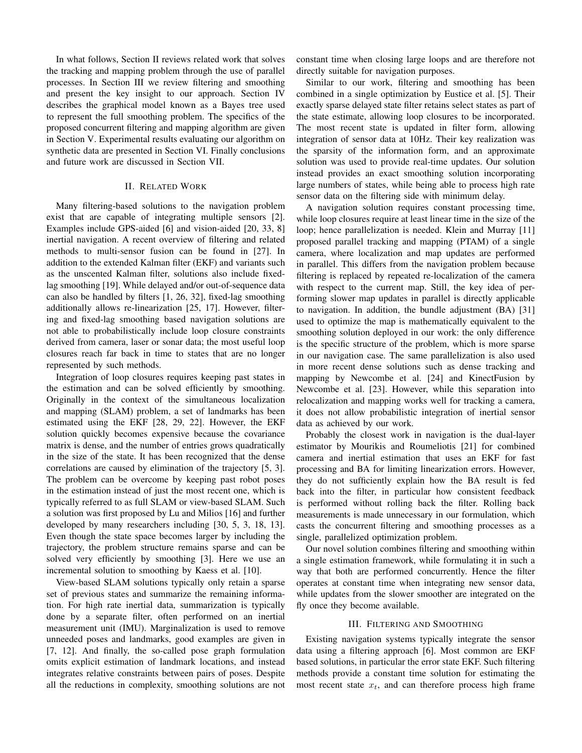In what follows, Section II reviews related work that solves the tracking and mapping problem through the use of parallel processes. In Section III we review filtering and smoothing and present the key insight to our approach. Section IV describes the graphical model known as a Bayes tree used to represent the full smoothing problem. The specifics of the proposed concurrent filtering and mapping algorithm are given in Section V. Experimental results evaluating our algorithm on synthetic data are presented in Section VI. Finally conclusions and future work are discussed in Section VII.

## II. Related Work

Many filtering-based solutions to the navigation problem exist that are capable of integrating multiple sensors [2]. Examples include GPS-aided [6] and vision-aided [20, 33, 8] inertial navigation. A recent overview of filtering and related methods to multi-sensor fusion can be found in [27]. In addition to the extended Kalman filter (EKF) and variants such as the unscented Kalman filter, solutions also include fixed-lag smoothing [19]. While delayed and/or out-of-sequence data can also be handled by filters [1, 26, 32], fixed-lag smoothing additionally allows re-linearization [25, 17]. However, filtering and fixed-lag smoothing based navigation solutions are not able to probabilistically include loop closure constraints derived from camera, laser or sonar data; the most useful loop closures reach far back in time to states that are no longer represented by such methods.

Integration of loop closures requires keeping past states in the estimation and can be solved efficiently by smoothing. Originally in the context of the simultaneous localization and mapping (SLAM) problem, a set of landmarks has been estimated using the EKF [28, 29, 22]. However, the EKF solution quickly becomes expensive because the covariance matrix is dense, and the number of entries grows quadratically in the size of the state. It has been recognized that the dense correlations are caused by elimination of the trajectory [5, 3]. The problem can be overcome by keeping past robot poses in the estimation instead of just the most recent one, which is typically referred to as full SLAM or view-based SLAM. Such a solution was first proposed by Lu and Milios [16] and further developed by many researchers including [30, 5, 3, 18, 13]. Even though the state space becomes larger by including the trajectory, the problem structure remains sparse and can be solved very efficiently by smoothing [3]. Here we use an incremental solution to smoothing by Kaess et al. [10].

View-based SLAM solutions typically only retain a sparse set of previous states and summarize the remaining information. For high rate inertial data, summarization is typically done by a separate filter, often performed on an inertial measurement unit (IMU). Marginalization is used to remove unneeded poses and landmarks, good examples are given in [7, 12]. And finally, the so-called pose graph formulation omits explicit estimation of landmark locations, and instead integrates relative constraints between pairs of poses. Despite all the reductions in complexity, smoothing solutions are not constant time when closing large loops and are therefore not directly suitable for navigation purposes.

Similar to our work, filtering and smoothing has been combined in a single optimization by Eustice et al. [5]. Their exactly sparse delayed state filter retains select states as part of the state estimate, allowing loop closures to be incorporated. The most recent state is updated in filter form, allowing integration of sensor data at 10Hz. Their key realization was the sparsity of the information form, and an approximate solution was used to provide real-time updates. Our solution instead provides an exact smoothing solution incorporating large numbers of states, while being able to process high rate sensor data on the filtering side with minimum delay.

A navigation solution requires constant processing time, while loop closures require at least linear time in the size of the loop; hence parallelization is needed. Klein and Murray [11] proposed parallel tracking and mapping (PTAM) of a single camera, where localization and map updates are performed in parallel. This differs from the navigation problem because filtering is replaced by repeated re-localization of the camera with respect to the current map. Still, the key idea of performing slower map updates in parallel is directly applicable to navigation. In addition, the bundle adjustment (BA) [31] used to optimize the map is mathematically equivalent to the smoothing solution deployed in our work: the only difference is the specific structure of the problem, which is more sparse in our navigation case. The same parallelization is also used in more recent dense solutions such as dense tracking and mapping by Newcombe et al. [24] and KinectFusion by Newcombe et al. [23]. However, while this separation into relocalization and mapping works well for tracking a camera, it does not allow probabilistic integration of inertial sensor data as achieved by our work.

Probably the closest work in navigation is the dual-layer estimator by Mourikis and Roumeliotis [21] for combined camera and inertial estimation that uses an EKF for fast processing and BA for limiting linearization errors. However, they do not sufficiently explain how the BA result is fed back into the filter, in particular how consistent feedback is performed without rolling back the filter. Rolling back measurements is made unnecessary in our formulation, which casts the concurrent filtering and smoothing processes as a single, parallelized optimization problem.

Our novel solution combines filtering and smoothing within a single estimation framework, while formulating it in such a way that both are performed concurrently. Hence the filter operates at constant time when integrating new sensor data, while updates from the slower smoother are integrated on the fly once they become available.

## III. Filtering and Smoothing

Existing navigation systems typically integrate the sensor data using a filtering approach [6]. Most common are EKF based solutions, in particular the error state EKF. Such filtering methods provide a constant time solution for estimating the most recent state $x_t$, and can therefore process high frame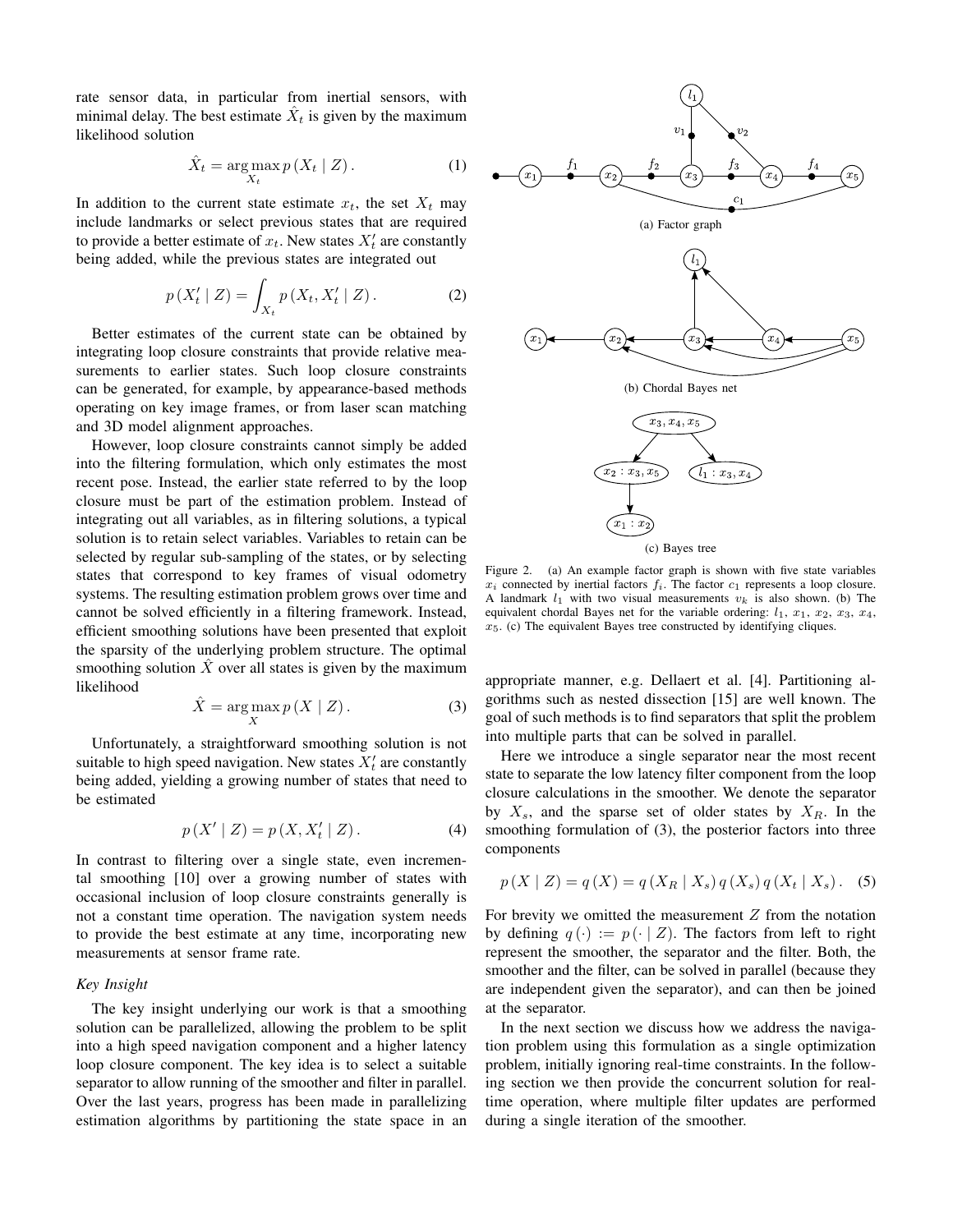rate sensor data, in particular from inertial sensors, with minimal delay. The best estimate $\hat{X}_t$ is given by the maximum likelihood solution

$$\hat{X}_t = \arg\max_{X_t} p\left(X_t \mid Z\right). \tag{1}$$

In addition to the current state estimate $x_t$, the set $X_t$ may include landmarks or select previous states that are required to provide a better estimate of $x_t$. New states $X'_t$ are constantly being added, while the previous states are integrated out

$$p\left(X'_t \mid Z\right) = \int_{X_t} p\left(X_t, X'_t \mid Z\right). \tag{2}$$

Better estimates of the current state can be obtained by integrating loop closure constraints that provide relative measurements to earlier states. Such loop closure constraints can be generated, for example, by appearance-based methods operating on key image frames, or from laser scan matching and 3D model alignment approaches.

However, loop closure constraints cannot simply be added into the filtering formulation, which only estimates the most recent pose. Instead, the earlier state referred to by the loop closure must be part of the estimation problem. Instead of integrating out all variables, as in filtering solutions, a typical solution is to retain select variables. Variables to retain can be selected by regular sub-sampling of the states, or by selecting states that correspond to key frames of visual odometry systems. The resulting estimation problem grows over time and cannot be solved efficiently in a filtering framework. Instead, efficient smoothing solutions have been presented that exploit the sparsity of the underlying problem structure. The optimal smoothing solution $\hat{X}$ over all states is given by the maximum likelihood

$$\hat{X} = \arg\max_{X} p\left(X \mid Z\right). \tag{3}$$

Unfortunately, a straightforward smoothing solution is not suitable to high speed navigation. New states $X'_t$ are constantly being added, yielding a growing number of states that need to be estimated

$$p\left(X' \mid Z\right) = p\left(X, X'_t \mid Z\right). \tag{4}$$

In contrast to filtering over a single state, even incremental smoothing [10] over a growing number of states with occasional inclusion of loop closure constraints generally is not a constant time operation. The navigation system needs to provide the best estimate at any time, incorporating new measurements at sensor frame rate.

*Key Insight*

The key insight underlying our work is that a smoothing solution can be parallelized, allowing the problem to be split into a high speed navigation component and a higher latency loop closure component. The key idea is to select a suitable separator to allow running of the smoother and filter in parallel. Over the last years, progress has been made in parallelizing estimation algorithms by partitioning the state space in an appropriate manner, e.g. Dellaert et al. [4]. Partitioning algorithms such as nested dissection [15] are well known. The goal of such methods is to find separators that split the problem into multiple parts that can be solved in parallel.

(a) Factor graph

(b) Chordal Bayes net

(c) Bayes tree

Figure 2. (a) An example factor graph is shown with five state variables $x_i$ connected by inertial factors $f_i$. The factor $c_1$ represents a loop closure. A landmark $l_1$ with two visual measurements $v_k$ is also shown. (b) The equivalent chordal Bayes net for the variable ordering: $l_1$, $x_1$, $x_2$, $x_3$, $x_4$, $x_5$. (c) The equivalent Bayes tree constructed by identifying cliques.

Here we introduce a single separator near the most recent state to separate the low latency filter component from the loop closure calculations in the smoother. We denote the separator by $X_s$, and the sparse set of older states by $X_R$. In the smoothing formulation of (3), the posterior factors into three components

$$p\left(X \mid Z\right) = q\left(X\right) = q\left(X_R \mid X_s\right) q\left(X_s\right) q\left(X_t \mid X_s\right). \tag{5}$$

For brevity we omitted the measurement $Z$ from the notation by defining $q\left(\cdot\right) := p\left(\cdot \mid Z\right)$. The factors from left to right represent the smoother, the separator and the filter. Both, the smoother and the filter, can be solved in parallel (because they are independent given the separator), and can then be joined at the separator.

In the next section we discuss how we address the navigation problem using this formulation as a single optimization problem, initially ignoring real-time constraints. In the following section we then provide the concurrent solution for real-time operation, where multiple filter updates are performed during a single iteration of the smoother.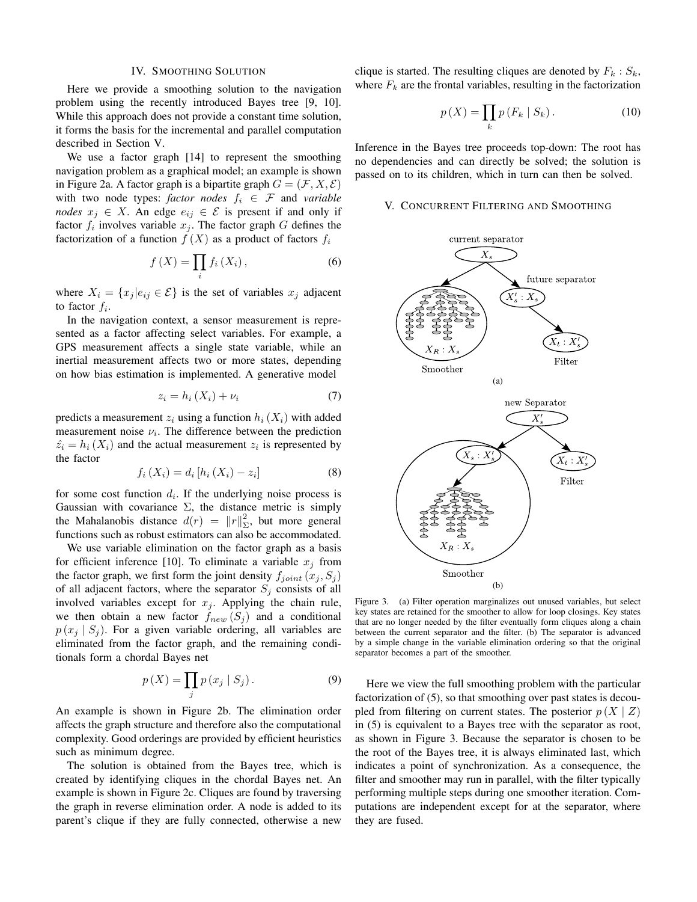## IV. Smoothing Solution

Here we provide a smoothing solution to the navigation problem using the recently introduced Bayes tree [9, 10]. While this approach does not provide a constant time solution, it forms the basis for the incremental and parallel computation described in Section V.

We use a factor graph [14] to represent the smoothing navigation problem as a graphical model; an example is shown in Figure 2a. A factor graph is a bipartite graph $G = (\mathcal{F}, X, \mathcal{E})$ with two node types: *factor nodes* $f_i \in \mathcal{F}$ and *variable nodes* $x_j \in X$. An edge $e_{ij} \in \mathcal{E}$ is present if and only if factor $f_i$ involves variable $x_j$. The factor graph $G$ defines the factorization of a function $f(X)$ as a product of factors $f_i$

$$f(X) = \prod_i f_i(X_i), \tag{6}$$

where $X_i = \{x_j | e_{ij} \in \mathcal{E}\}$ is the set of variables $x_j$ adjacent to factor $f_i$.

In the navigation context, a sensor measurement is represented as a factor affecting select variables. For example, a GPS measurement affects a single state variable, while an inertial measurement affects two or more states, depending on how bias estimation is implemented. A generative model

$$z_i = h_i(X_i) + \nu_i \tag{7}$$

predicts a measurement $z_i$ using a function $h_i(X_i)$ with added measurement noise $\nu_i$. The difference between the prediction $\hat{z_i} = h_i(X_i)$ and the actual measurement $z_i$ is represented by the factor

$$f_i(X_i) = d_i[h_i(X_i) - z_i] \tag{8}$$

for some cost function $d_i$. If the underlying noise process is Gaussian with covariance $\Sigma$, the distance metric is simply the Mahalanobis distance $d(r) = \|r\|^2_\Sigma$, but more general functions such as robust estimators can also be accommodated.

We use variable elimination on the factor graph as a basis for efficient inference [10]. To eliminate a variable $x_j$ from the factor graph, we first form the joint density $f_{joint}(x_j, S_j)$ of all adjacent factors, where the separator $S_j$ consists of all involved variables except for $x_j$. Applying the chain rule, we then obtain a new factor $f_{new}(S_j)$ and a conditional $p(x_j \mid S_j)$. For a given variable ordering, all variables are eliminated from the factor graph, and the remaining conditionals form a chordal Bayes net

$$p(X) = \prod_j p(x_j \mid S_j). \tag{9}$$

An example is shown in Figure 2b. The elimination order affects the graph structure and therefore also the computational complexity. Good orderings are provided by efficient heuristics such as minimum degree.

The solution is obtained from the Bayes tree, which is created by identifying cliques in the chordal Bayes net. An example is shown in Figure 2c. Cliques are found by traversing the graph in reverse elimination order. A node is added to its parent's clique if they are fully connected, otherwise a new clique is started. The resulting cliques are denoted by $F_k : S_k$, where $F_k$ are the frontal variables, resulting in the factorization

$$p(X) = \prod_k p(F_k \mid S_k). \tag{10}$$

Inference in the Bayes tree proceeds top-down: The root has no dependencies and can directly be solved; the solution is passed on to its children, which in turn can then be solved.

## V. Concurrent Filtering and Smoothing

Figure 3. (a) Filter operation marginalizes out unused variables, but select key states are retained for the smoother to allow for loop closings. Key states that are no longer needed by the filter eventually form cliques along a chain between the current separator and the filter. (b) The separator is advanced by a simple change in the variable elimination ordering so that the original separator becomes a part of the smoother.

Here we view the full smoothing problem with the particular factorization of (5), so that smoothing over past states is decoupled from filtering on current states. The posterior $p(X \mid Z)$ in (5) is equivalent to a Bayes tree with the separator as root, as shown in Figure 3. Because the separator is chosen to be the root of the Bayes tree, it is always eliminated last, which indicates a point of synchronization. As a consequence, the filter and smoother may run in parallel, with the filter typically performing multiple steps during one smoother iteration. Computations are independent except for at the separator, where they are fused.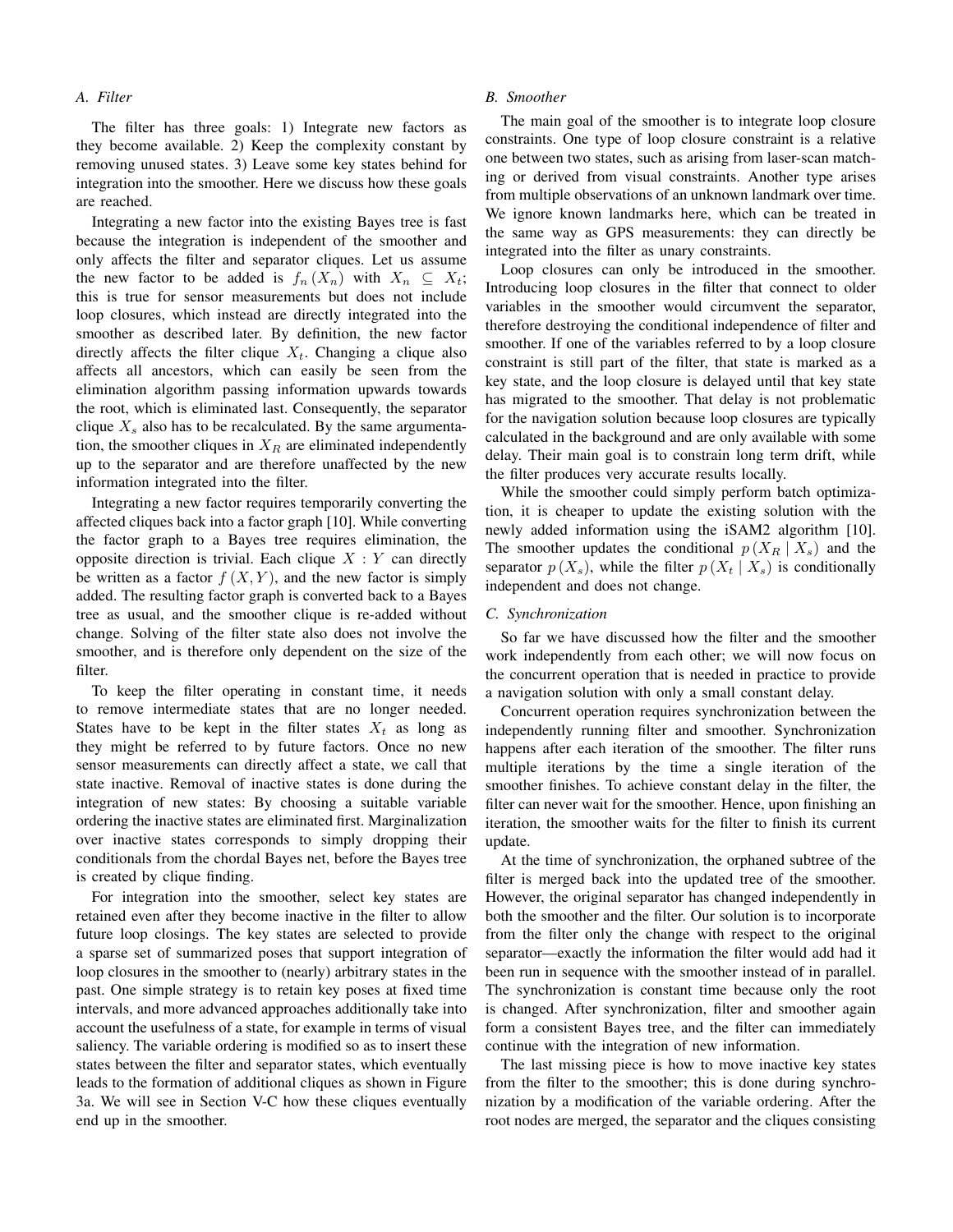### A. Filter

The filter has three goals: 1) Integrate new factors as they become available. 2) Keep the complexity constant by removing unused states. 3) Leave some key states behind for integration into the smoother. Here we discuss how these goals are reached.

Integrating a new factor into the existing Bayes tree is fast because the integration is independent of the smoother and only affects the filter and separator cliques. Let us assume the new factor to be added is $f_n(X_n)$ with $X_n \subseteq X_t$; this is true for sensor measurements but does not include loop closures, which instead are directly integrated into the smoother as described later. By definition, the new factor directly affects the filter clique $X_t$. Changing a clique also affects all ancestors, which can easily be seen from the elimination algorithm passing information upwards towards the root, which is eliminated last. Consequently, the separator clique $X_s$ also has to be recalculated. By the same argumentation, the smoother cliques in $X_R$ are eliminated independently up to the separator and are therefore unaffected by the new information integrated into the filter.

Integrating a new factor requires temporarily converting the affected cliques back into a factor graph [10]. While converting the factor graph to a Bayes tree requires elimination, the opposite direction is trivial. Each clique $X : Y$ can directly be written as a factor $f(X, Y)$, and the new factor is simply added. The resulting factor graph is converted back to a Bayes tree as usual, and the smoother clique is re-added without change. Solving of the filter state also does not involve the smoother, and is therefore only dependent on the size of the filter.

To keep the filter operating in constant time, it needs to remove intermediate states that are no longer needed. States have to be kept in the filter states $X_t$ as long as they might be referred to by future factors. Once no new sensor measurements can directly affect a state, we call that state inactive. Removal of inactive states is done during the integration of new states: By choosing a suitable variable ordering the inactive states are eliminated first. Marginalization over inactive states corresponds to simply dropping their conditionals from the chordal Bayes net, before the Bayes tree is created by clique finding.

For integration into the smoother, select key states are retained even after they become inactive in the filter to allow future loop closings. The key states are selected to provide a sparse set of summarized poses that support integration of loop closures in the smoother to (nearly) arbitrary states in the past. One simple strategy is to retain key poses at fixed time intervals, and more advanced approaches additionally take into account the usefulness of a state, for example in terms of visual saliency. The variable ordering is modified so as to insert these states between the filter and separator states, which eventually leads to the formation of additional cliques as shown in Figure 3a. We will see in Section V-C how these cliques eventually end up in the smoother.

### B. Smoother

The main goal of the smoother is to integrate loop closure constraints. One type of loop closure constraint is a relative one between two states, such as arising from laser-scan matching or derived from visual constraints. Another type arises from multiple observations of an unknown landmark over time. We ignore known landmarks here, which can be treated in the same way as GPS measurements: they can directly be integrated into the filter as unary constraints.

Loop closures can only be introduced in the smoother. Introducing loop closures in the filter that connect to older variables in the smoother would circumvent the separator, therefore destroying the conditional independence of filter and smoother. If one of the variables referred to by a loop closure constraint is still part of the filter, that state is marked as a key state, and the loop closure is delayed until that key state has migrated to the smoother. That delay is not problematic for the navigation solution because loop closures are typically calculated in the background and are only available with some delay. Their main goal is to constrain long term drift, while the filter produces very accurate results locally.

While the smoother could simply perform batch optimization, it is cheaper to update the existing solution with the newly added information using the iSAM2 algorithm [10]. The smoother updates the conditional $p(X_R \mid X_s)$ and the separator $p(X_s)$, while the filter $p(X_t \mid X_s)$ is conditionally independent and does not change.

### C. Synchronization

So far we have discussed how the filter and the smoother work independently from each other; we will now focus on the concurrent operation that is needed in practice to provide a navigation solution with only a small constant delay.

Concurrent operation requires synchronization between the independently running filter and smoother. Synchronization happens after each iteration of the smoother. The filter runs multiple iterations by the time a single iteration of the smoother finishes. To achieve constant delay in the filter, the filter can never wait for the smoother. Hence, upon finishing an iteration, the smoother waits for the filter to finish its current update.

At the time of synchronization, the orphaned subtree of the filter is merged back into the updated tree of the smoother. However, the original separator has changed independently in both the smoother and the filter. Our solution is to incorporate from the filter only the change with respect to the original separator—exactly the information the filter would add had it been run in sequence with the smoother instead of in parallel. The synchronization is constant time because only the root is changed. After synchronization, filter and smoother again form a consistent Bayes tree, and the filter can immediately continue with the integration of new information.

The last missing piece is how to move inactive key states from the filter to the smoother; this is done during synchronization by a modification of the variable ordering. After the root nodes are merged, the separator and the cliques consisting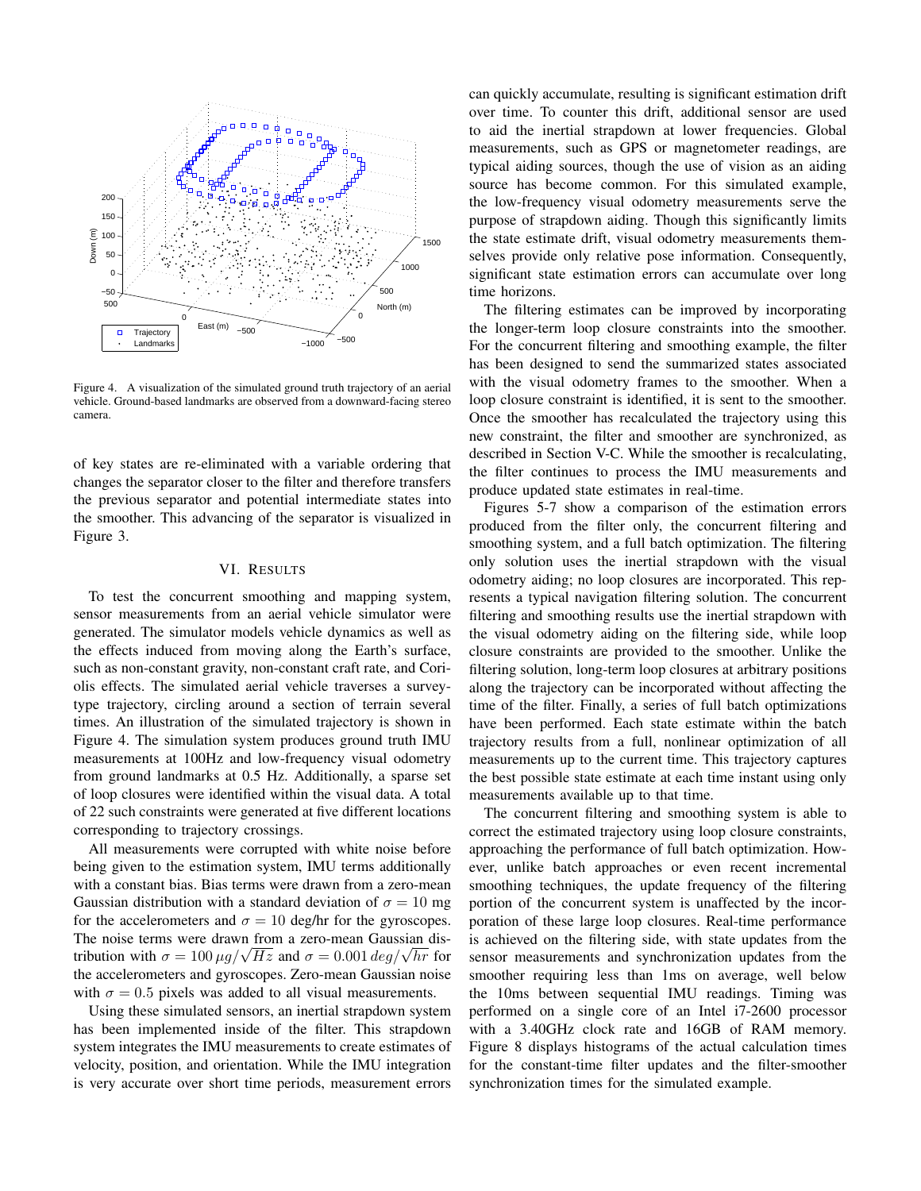Figure 4. A visualization of the simulated ground truth trajectory of an aerial vehicle. Ground-based landmarks are observed from a downward-facing stereo camera.

of key states are re-eliminated with a variable ordering that changes the separator closer to the filter and therefore transfers the previous separator and potential intermediate states into the smoother. This advancing of the separator is visualized in Figure 3.

## VI. Results

To test the concurrent smoothing and mapping system, sensor measurements from an aerial vehicle simulator were generated. The simulator models vehicle dynamics as well as the effects induced from moving along the Earth's surface, such as non-constant gravity, non-constant craft rate, and Coriolis effects. The simulated aerial vehicle traverses a survey-type trajectory, circling around a section of terrain several times. An illustration of the simulated trajectory is shown in Figure 4. The simulation system produces ground truth IMU measurements at 100Hz and low-frequency visual odometry from ground landmarks at 0.5 Hz. Additionally, a sparse set of loop closures were identified within the visual data. A total of 22 such constraints were generated at five different locations corresponding to trajectory crossings.

All measurements were corrupted with white noise before being given to the estimation system, IMU terms additionally with a constant bias. Bias terms were drawn from a zero-mean Gaussian distribution with a standard deviation of $\sigma = 10$ mg for the accelerometers and $\sigma = 10$ deg/hr for the gyroscopes. The noise terms were drawn from a zero-mean Gaussian distribution with $\sigma = 100\,\mu g/\sqrt{Hz}$ and $\sigma = 0.001\,deg/\sqrt{hr}$ for the accelerometers and gyroscopes. Zero-mean Gaussian noise with $\sigma = 0.5$ pixels was added to all visual measurements.

Using these simulated sensors, an inertial strapdown system has been implemented inside of the filter. This strapdown system integrates the IMU measurements to create estimates of velocity, position, and orientation. While the IMU integration is very accurate over short time periods, measurement errors can quickly accumulate, resulting is significant estimation drift over time. To counter this drift, additional sensor are used to aid the inertial strapdown at lower frequencies. Global measurements, such as GPS or magnetometer readings, are typical aiding sources, though the use of vision as an aiding source has become common. For this simulated example, the low-frequency visual odometry measurements serve the purpose of strapdown aiding. Though this significantly limits the state estimate drift, visual odometry measurements themselves provide only relative pose information. Consequently, significant state estimation errors can accumulate over long time horizons.

The filtering estimates can be improved by incorporating the longer-term loop closure constraints into the smoother. For the concurrent filtering and smoothing example, the filter has been designed to send the summarized states associated with the visual odometry frames to the smoother. When a loop closure constraint is identified, it is sent to the smoother. Once the smoother has recalculated the trajectory using this new constraint, the filter and smoother are synchronized, as described in Section V-C. While the smoother is recalculating, the filter continues to process the IMU measurements and produce updated state estimates in real-time.

Figures 5-7 show a comparison of the estimation errors produced from the filter only, the concurrent filtering and smoothing system, and a full batch optimization. The filtering only solution uses the inertial strapdown with the visual odometry aiding; no loop closures are incorporated. This represents a typical navigation filtering solution. The concurrent filtering and smoothing results use the inertial strapdown with the visual odometry aiding on the filtering side, while loop closure constraints are provided to the smoother. Unlike the filtering solution, long-term loop closures at arbitrary positions along the trajectory can be incorporated without affecting the time of the filter. Finally, a series of full batch optimizations have been performed. Each state estimate within the batch trajectory results from a full, nonlinear optimization of all measurements up to the current time. This trajectory captures the best possible state estimate at each time instant using only measurements available up to that time.

The concurrent filtering and smoothing system is able to correct the estimated trajectory using loop closure constraints, approaching the performance of full batch optimization. However, unlike batch approaches or even recent incremental smoothing techniques, the update frequency of the filtering portion of the concurrent system is unaffected by the incorporation of these large loop closures. Real-time performance is achieved on the filtering side, with state updates from the sensor measurements and synchronization updates from the smoother requiring less than 1ms on average, well below the 10ms between sequential IMU readings. Timing was performed on a single core of an Intel i7-2600 processor with a 3.40GHz clock rate and 16GB of RAM memory. Figure 8 displays histograms of the actual calculation times for the constant-time filter updates and the filter-smoother synchronization times for the simulated example.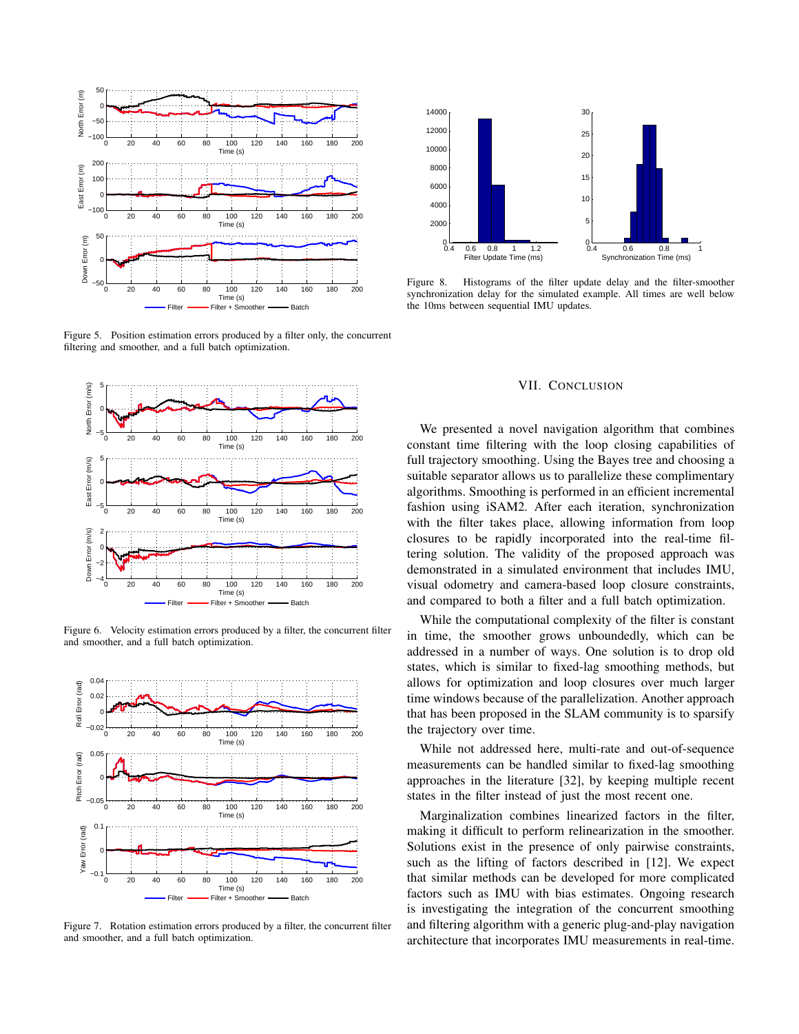Figure 5. Position estimation errors produced by a filter only, the concurrent filtering and smoother, and a full batch optimization.

Figure 6. Velocity estimation errors produced by a filter, the concurrent filter and smoother, and a full batch optimization.

Figure 7. Rotation estimation errors produced by a filter, the concurrent filter and smoother, and a full batch optimization.

Figure 8. Histograms of the filter update delay and the filter-smoother synchronization delay for the simulated example. All times are well below the 10ms between sequential IMU updates.

## VII. Conclusion

We presented a novel navigation algorithm that combines constant time filtering with the loop closing capabilities of full trajectory smoothing. Using the Bayes tree and choosing a suitable separator allows us to parallelize these complimentary algorithms. Smoothing is performed in an efficient incremental fashion using iSAM2. After each iteration, synchronization with the filter takes place, allowing information from loop closures to be rapidly incorporated into the real-time filtering solution. The validity of the proposed approach was demonstrated in a simulated environment that includes IMU, visual odometry and camera-based loop closure constraints, and compared to both a filter and a full batch optimization.

While the computational complexity of the filter is constant in time, the smoother grows unboundedly, which can be addressed in a number of ways. One solution is to drop old states, which is similar to fixed-lag smoothing methods, but allows for optimization and loop closures over much larger time windows because of the parallelization. Another approach that has been proposed in the SLAM community is to sparsify the trajectory over time.

While not addressed here, multi-rate and out-of-sequence measurements can be handled similar to fixed-lag smoothing approaches in the literature [32], by keeping multiple recent states in the filter instead of just the most recent one.

Marginalization combines linearized factors in the filter, making it difficult to perform relinearization in the smoother. Solutions exist in the presence of only pairwise constraints, such as the lifting of factors described in [12]. We expect that similar methods can be developed for more complicated factors such as IMU with bias estimates. Ongoing research is investigating the integration of the concurrent smoothing and filtering algorithm with a generic plug-and-play navigation architecture that incorporates IMU measurements in real-time.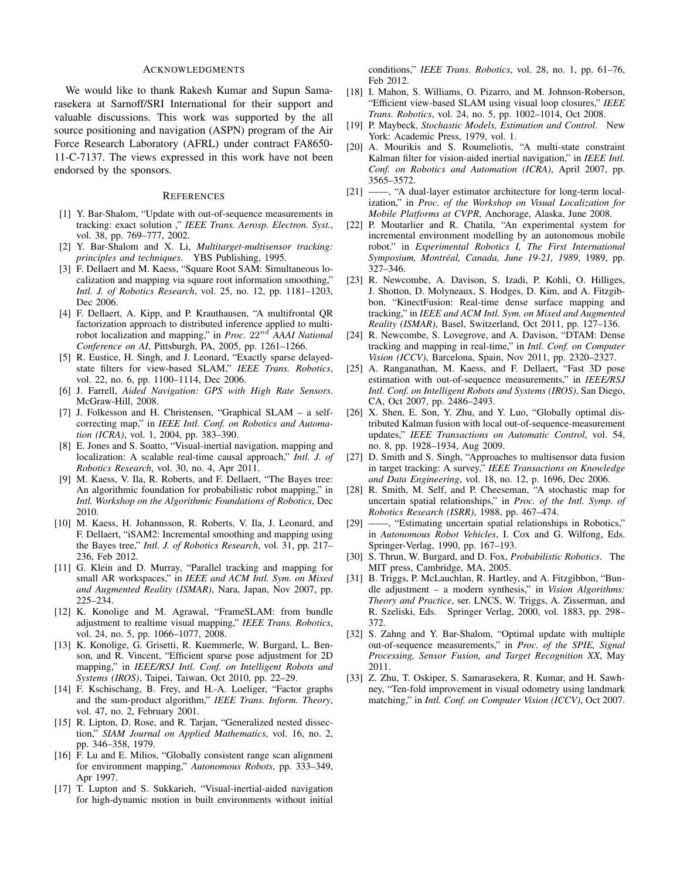## Acknowledgments

We would like to thank Rakesh Kumar and Supun Samarasekera at Sarnoff/SRI International for their support and valuable discussions. This work was supported by the all source positioning and navigation (ASPN) program of the Air Force Research Laboratory (AFRL) under contract FA8650-11-C-7137. The views expressed in this work have not been endorsed by the sponsors.

## References

[1] Y. Bar-Shalom, "Update with out-of-sequence measurements in tracking: exact solution ," *IEEE Trans. Aerosp. Electron. Syst.*, vol. 38, pp. 769–777, 2002.

[2] Y. Bar-Shalom and X. Li, *Multitarget-multisensor tracking: principles and techniques*. YBS Publishing, 1995.

[3] F. Dellaert and M. Kaess, "Square Root SAM: Simultaneous localization and mapping via square root information smoothing," *Intl. J. of Robotics Research*, vol. 25, no. 12, pp. 1181–1203, Dec 2006.

[4] F. Dellaert, A. Kipp, and P. Krauthausen, "A multifrontal QR factorization approach to distributed inference applied to multi-robot localization and mapping," in *Proc. $22^{nd}$ AAAI National Conference on AI*, Pittsburgh, PA, 2005, pp. 1261–1266.

[5] R. Eustice, H. Singh, and J. Leonard, "Exactly sparse delayed-state filters for view-based SLAM," *IEEE Trans. Robotics*, vol. 22, no. 6, pp. 1100–1114, Dec 2006.

[6] J. Farrell, *Aided Navigation: GPS with High Rate Sensors*. McGraw-Hill, 2008.

[7] J. Folkesson and H. Christensen, "Graphical SLAM – a self-correcting map," in *IEEE Intl. Conf. on Robotics and Automation (ICRA)*, vol. 1, 2004, pp. 383–390.

[8] E. Jones and S. Soatto, "Visual-inertial navigation, mapping and localization: A scalable real-time causal approach," *Intl. J. of Robotics Research*, vol. 30, no. 4, Apr 2011.

[9] M. Kaess, V. Ila, R. Roberts, and F. Dellaert, "The Bayes tree: An algorithmic foundation for probabilistic robot mapping," in *Intl. Workshop on the Algorithmic Foundations of Robotics*, Dec 2010.

[10] M. Kaess, H. Johannsson, R. Roberts, V. Ila, J. Leonard, and F. Dellaert, "iSAM2: Incremental smoothing and mapping using the Bayes tree," *Intl. J. of Robotics Research*, vol. 31, pp. 217–236, Feb 2012.

[11] G. Klein and D. Murray, "Parallel tracking and mapping for small AR workspaces," in *IEEE and ACM Intl. Sym. on Mixed and Augmented Reality (ISMAR)*, Nara, Japan, Nov 2007, pp. 225–234.

[12] K. Konolige and M. Agrawal, "FrameSLAM: from bundle adjustment to realtime visual mapping," *IEEE Trans. Robotics*, vol. 24, no. 5, pp. 1066–1077, 2008.

[13] K. Konolige, G. Grisetti, R. Kuemmerle, W. Burgard, L. Benson, and R. Vincent, "Efficient sparse pose adjustment for 2D mapping," in *IEEE/RSJ Intl. Conf. on Intelligent Robots and Systems (IROS)*, Taipei, Taiwan, Oct 2010, pp. 22–29.

[14] F. Kschischang, B. Frey, and H.-A. Loeliger, "Factor graphs and the sum-product algorithm," *IEEE Trans. Inform. Theory*, vol. 47, no. 2, February 2001.

[15] R. Lipton, D. Rose, and R. Tarjan, "Generalized nested dissection," *SIAM Journal on Applied Mathematics*, vol. 16, no. 2, pp. 346–358, 1979.

[16] F. Lu and E. Milios, "Globally consistent range scan alignment for environment mapping," *Autonomous Robots*, pp. 333–349, Apr 1997.

[17] T. Lupton and S. Sukkarieh, "Visual-inertial-aided navigation for high-dynamic motion in built environments without initial conditions," *IEEE Trans. Robotics*, vol. 28, no. 1, pp. 61–76, Feb 2012.

[18] I. Mahon, S. Williams, O. Pizarro, and M. Johnson-Roberson, "Efficient view-based SLAM using visual loop closures," *IEEE Trans. Robotics*, vol. 24, no. 5, pp. 1002–1014, Oct 2008.

[19] P. Maybeck, *Stochastic Models, Estimation and Control*. New York: Academic Press, 1979, vol. 1.

[20] A. Mourikis and S. Roumeliotis, "A multi-state constraint Kalman filter for vision-aided inertial navigation," in *IEEE Intl. Conf. on Robotics and Automation (ICRA)*, April 2007, pp. 3565–3572.

[21] ——, "A dual-layer estimator architecture for long-term localization," in *Proc. of the Workshop on Visual Localization for Mobile Platforms at CVPR*, Anchorage, Alaska, June 2008.

[22] P. Moutarlier and R. Chatila, "An experimental system for incremental environment modelling by an autonomous mobile robot." in *Experimental Robotics I, The First International Symposium, Montréal, Canada, June 19-21, 1989*, 1989, pp. 327–346.

[23] R. Newcombe, A. Davison, S. Izadi, P. Kohli, O. Hilliges, J. Shotton, D. Molyneaux, S. Hodges, D. Kim, and A. Fitzgibbon, "KinectFusion: Real-time dense surface mapping and tracking," in *IEEE and ACM Intl. Sym. on Mixed and Augmented Reality (ISMAR)*, Basel, Switzerland, Oct 2011, pp. 127–136.

[24] R. Newcombe, S. Lovegrove, and A. Davison, "DTAM: Dense tracking and mapping in real-time," in *Intl. Conf. on Computer Vision (ICCV)*, Barcelona, Spain, Nov 2011, pp. 2320–2327.

[25] A. Ranganathan, M. Kaess, and F. Dellaert, "Fast 3D pose estimation with out-of-sequence measurements," in *IEEE/RSJ Intl. Conf. on Intelligent Robots and Systems (IROS)*, San Diego, CA, Oct 2007, pp. 2486–2493.

[26] X. Shen, E. Son, Y. Zhu, and Y. Luo, "Globally optimal distributed Kalman fusion with local out-of-sequence-measurement updates," *IEEE Transactions on Automatic Control*, vol. 54, no. 8, pp. 1928–1934, Aug 2009.

[27] D. Smith and S. Singh, "Approaches to multisensor data fusion in target tracking: A survey," *IEEE Transactions on Knowledge and Data Engineering*, vol. 18, no. 12, p. 1696, Dec 2006.

[28] R. Smith, M. Self, and P. Cheeseman, "A stochastic map for uncertain spatial relationships," in *Proc. of the Intl. Symp. of Robotics Research (ISRR)*, 1988, pp. 467–474.

[29] ——, "Estimating uncertain spatial relationships in Robotics," in *Autonomous Robot Vehicles*, I. Cox and G. Wilfong, Eds. Springer-Verlag, 1990, pp. 167–193.

[30] S. Thrun, W. Burgard, and D. Fox, *Probabilistic Robotics*. The MIT press, Cambridge, MA, 2005.

[31] B. Triggs, P. McLauchlan, R. Hartley, and A. Fitzgibbon, "Bundle adjustment – a modern synthesis," in *Vision Algorithms: Theory and Practice*, ser. LNCS, W. Triggs, A. Zisserman, and R. Szeliski, Eds. Springer Verlag, 2000, vol. 1883, pp. 298–372.

[32] S. Zahng and Y. Bar-Shalom, "Optimal update with multiple out-of-sequence measurements," in *Proc. of the SPIE, Signal Processing, Sensor Fusion, and Target Recognition XX*, May 2011.

[33] Z. Zhu, T. Oskiper, S. Samarasekera, R. Kumar, and H. Sawhney, "Ten-fold improvement in visual odometry using landmark matching," in *Intl. Conf. on Computer Vision (ICCV)*, Oct 2007.